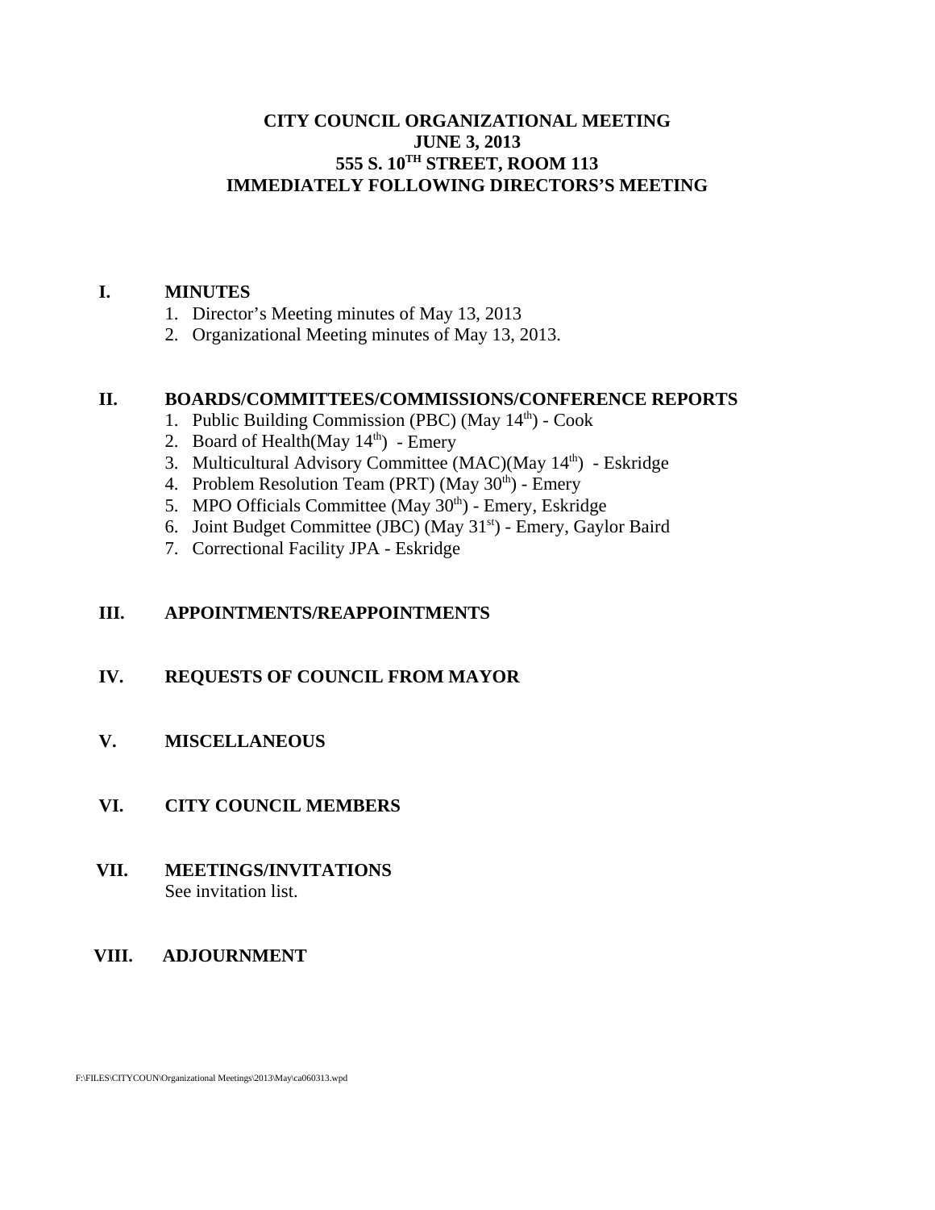# CITY COUNCIL ORGANIZATIONAL MEETING
## JUNE 3, 2013
## 555 S. 10TH STREET, ROOM 113
## IMMEDIATELY FOLLOWING DIRECTORS'S MEETING

**I. MINUTES**

1. Director's Meeting minutes of May 13, 2013
2. Organizational Meeting minutes of May 13, 2013.

**II. BOARDS/COMMITTEES/COMMISSIONS/CONFERENCE REPORTS**

1. Public Building Commission (PBC) (May 14th) - Cook
2. Board of Health(May 14th) - Emery
3. Multicultural Advisory Committee (MAC)(May 14th) - Eskridge
4. Problem Resolution Team (PRT) (May 30th) - Emery
5. MPO Officials Committee (May 30th) - Emery, Eskridge
6. Joint Budget Committee (JBC) (May 31st) - Emery, Gaylor Baird
7. Correctional Facility JPA - Eskridge

**III. APPOINTMENTS/REAPPOINTMENTS**

**IV. REQUESTS OF COUNCIL FROM MAYOR**

**V. MISCELLANEOUS**

**VI. CITY COUNCIL MEMBERS**

**VII. MEETINGS/INVITATIONS**

See invitation list.

**VIII. ADJOURNMENT**

F:\FILES\CITYCOUN\Organizational Meetings\2013\May\ca060313.wpd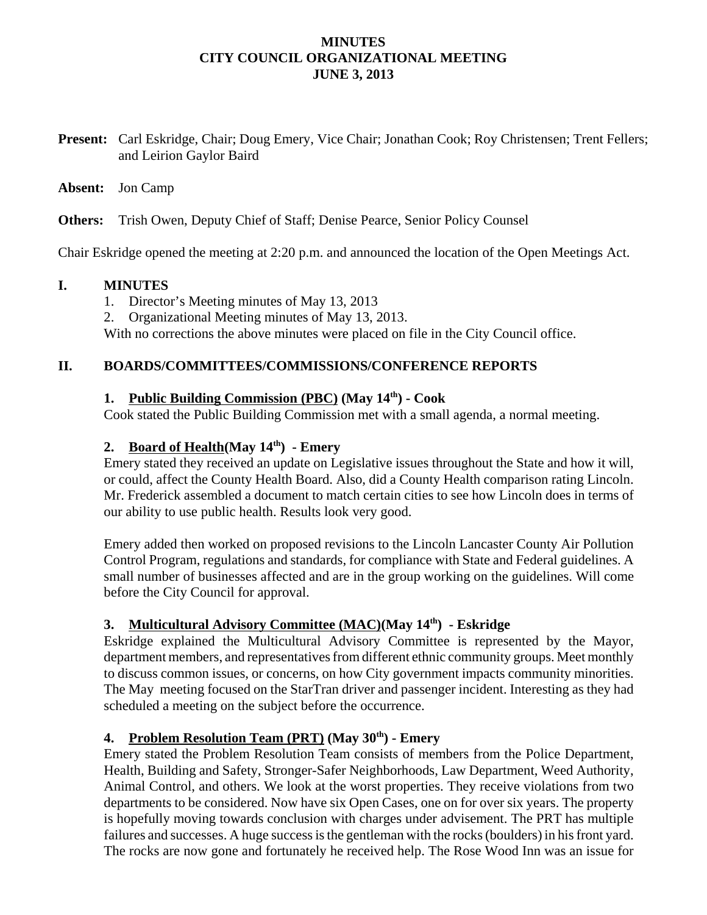# MINUTES
## CITY COUNCIL ORGANIZATIONAL MEETING
## JUNE 3, 2013

**Present:** Carl Eskridge, Chair; Doug Emery, Vice Chair; Jonathan Cook; Roy Christensen; Trent Fellers; and Leirion Gaylor Baird

**Absent:** Jon Camp

**Others:** Trish Owen, Deputy Chief of Staff; Denise Pearce, Senior Policy Counsel

Chair Eskridge opened the meeting at 2:20 p.m. and announced the location of the Open Meetings Act.

## I. MINUTES

1. Director's Meeting minutes of May 13, 2013
2. Organizational Meeting minutes of May 13, 2013.

With no corrections the above minutes were placed on file in the City Council office.

## II. BOARDS/COMMITTEES/COMMISSIONS/CONFERENCE REPORTS

### 1. Public Building Commission (PBC) (May 14th) - Cook

Cook stated the Public Building Commission met with a small agenda, a normal meeting.

### 2. Board of Health(May 14th) - Emery

Emery stated they received an update on Legislative issues throughout the State and how it will, or could, affect the County Health Board. Also, did a County Health comparison rating Lincoln. Mr. Frederick assembled a document to match certain cities to see how Lincoln does in terms of our ability to use public health. Results look very good.

Emery added then worked on proposed revisions to the Lincoln Lancaster County Air Pollution Control Program, regulations and standards, for compliance with State and Federal guidelines. A small number of businesses affected and are in the group working on the guidelines. Will come before the City Council for approval.

### 3. Multicultural Advisory Committee (MAC)(May 14th) - Eskridge

Eskridge explained the Multicultural Advisory Committee is represented by the Mayor, department members, and representatives from different ethnic community groups. Meet monthly to discuss common issues, or concerns, on how City government impacts community minorities. The May meeting focused on the StarTran driver and passenger incident. Interesting as they had scheduled a meeting on the subject before the occurrence.

### 4. Problem Resolution Team (PRT) (May 30th) - Emery

Emery stated the Problem Resolution Team consists of members from the Police Department, Health, Building and Safety, Stronger-Safer Neighborhoods, Law Department, Weed Authority, Animal Control, and others. We look at the worst properties. They receive violations from two departments to be considered. Now have six Open Cases, one on for over six years. The property is hopefully moving towards conclusion with charges under advisement. The PRT has multiple failures and successes. A huge success is the gentleman with the rocks (boulders) in his front yard. The rocks are now gone and fortunately he received help. The Rose Wood Inn was an issue for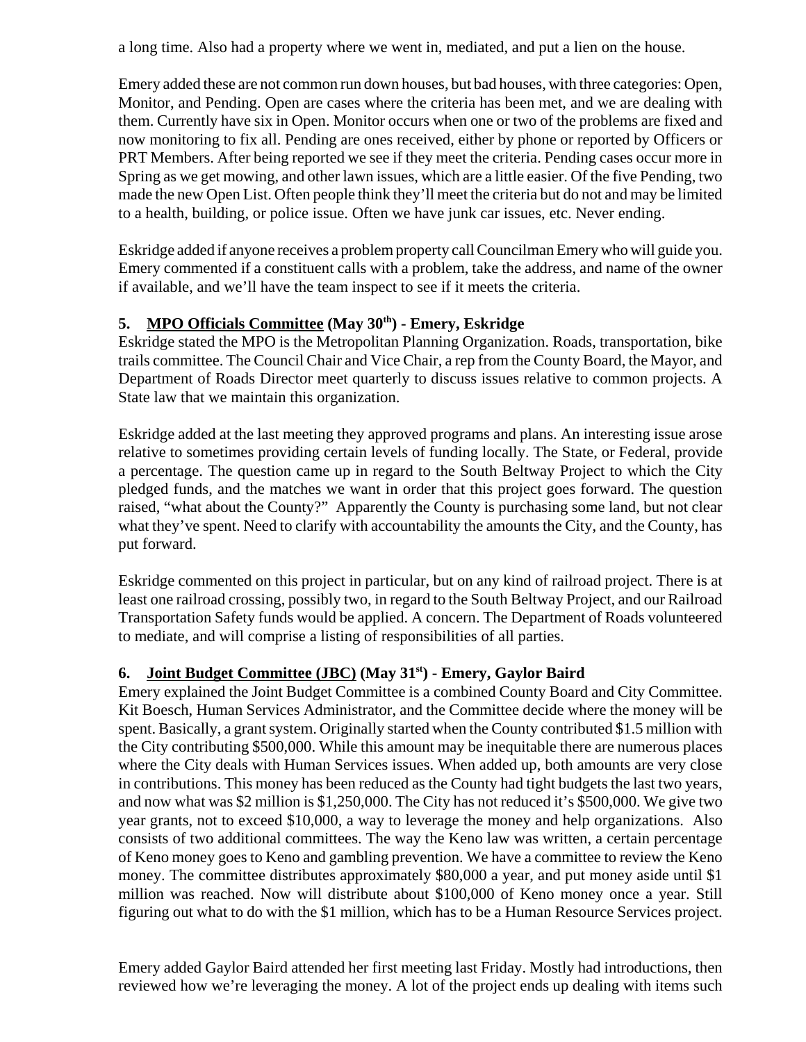a long time. Also had a property where we went in, mediated, and put a lien on the house.

Emery added these are not common run down houses, but bad houses, with three categories: Open, Monitor, and Pending. Open are cases where the criteria has been met, and we are dealing with them. Currently have six in Open. Monitor occurs when one or two of the problems are fixed and now monitoring to fix all. Pending are ones received, either by phone or reported by Officers or PRT Members. After being reported we see if they meet the criteria. Pending cases occur more in Spring as we get mowing, and other lawn issues, which are a little easier. Of the five Pending, two made the new Open List. Often people think they'll meet the criteria but do not and may be limited to a health, building, or police issue. Often we have junk car issues, etc. Never ending.

Eskridge added if anyone receives a problem property call Councilman Emery who will guide you. Emery commented if a constituent calls with a problem, take the address, and name of the owner if available, and we'll have the team inspect to see if it meets the criteria.

**5. MPO Officials Committee (May 30th) - Emery, Eskridge**

Eskridge stated the MPO is the Metropolitan Planning Organization. Roads, transportation, bike trails committee. The Council Chair and Vice Chair, a rep from the County Board, the Mayor, and Department of Roads Director meet quarterly to discuss issues relative to common projects. A State law that we maintain this organization.

Eskridge added at the last meeting they approved programs and plans. An interesting issue arose relative to sometimes providing certain levels of funding locally. The State, or Federal, provide a percentage. The question came up in regard to the South Beltway Project to which the City pledged funds, and the matches we want in order that this project goes forward. The question raised, "what about the County?" Apparently the County is purchasing some land, but not clear what they've spent. Need to clarify with accountability the amounts the City, and the County, has put forward.

Eskridge commented on this project in particular, but on any kind of railroad project. There is at least one railroad crossing, possibly two, in regard to the South Beltway Project, and our Railroad Transportation Safety funds would be applied. A concern. The Department of Roads volunteered to mediate, and will comprise a listing of responsibilities of all parties.

**6. Joint Budget Committee (JBC) (May 31st) - Emery, Gaylor Baird**

Emery explained the Joint Budget Committee is a combined County Board and City Committee. Kit Boesch, Human Services Administrator, and the Committee decide where the money will be spent. Basically, a grant system. Originally started when the County contributed $1.5 million with the City contributing $500,000. While this amount may be inequitable there are numerous places where the City deals with Human Services issues. When added up, both amounts are very close in contributions. This money has been reduced as the County had tight budgets the last two years, and now what was $2 million is $1,250,000. The City has not reduced it's $500,000. We give two year grants, not to exceed $10,000, a way to leverage the money and help organizations. Also consists of two additional committees. The way the Keno law was written, a certain percentage of Keno money goes to Keno and gambling prevention. We have a committee to review the Keno money. The committee distributes approximately $80,000 a year, and put money aside until $1 million was reached. Now will distribute about $100,000 of Keno money once a year. Still figuring out what to do with the $1 million, which has to be a Human Resource Services project.

Emery added Gaylor Baird attended her first meeting last Friday. Mostly had introductions, then reviewed how we're leveraging the money. A lot of the project ends up dealing with items such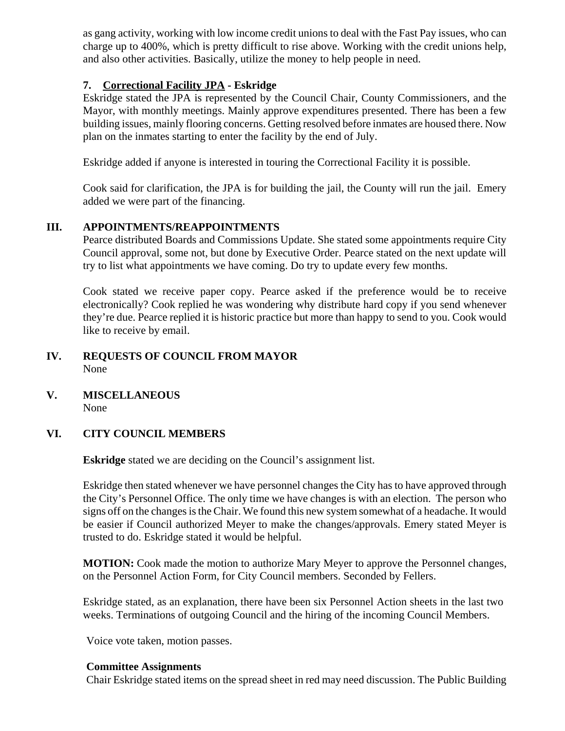as gang activity, working with low income credit unions to deal with the Fast Pay issues, who can charge up to 400%, which is pretty difficult to rise above. Working with the credit unions help, and also other activities. Basically, utilize the money to help people in need.

**7. Correctional Facility JPA - Eskridge**

Eskridge stated the JPA is represented by the Council Chair, County Commissioners, and the Mayor, with monthly meetings. Mainly approve expenditures presented. There has been a few building issues, mainly flooring concerns. Getting resolved before inmates are housed there. Now plan on the inmates starting to enter the facility by the end of July.

Eskridge added if anyone is interested in touring the Correctional Facility it is possible.

Cook said for clarification, the JPA is for building the jail, the County will run the jail. Emery added we were part of the financing.

## III. APPOINTMENTS/REAPPOINTMENTS

Pearce distributed Boards and Commissions Update. She stated some appointments require City Council approval, some not, but done by Executive Order. Pearce stated on the next update will try to list what appointments we have coming. Do try to update every few months.

Cook stated we receive paper copy. Pearce asked if the preference would be to receive electronically? Cook replied he was wondering why distribute hard copy if you send whenever they're due. Pearce replied it is historic practice but more than happy to send to you. Cook would like to receive by email.

## IV. REQUESTS OF COUNCIL FROM MAYOR

None

## V. MISCELLANEOUS

None

## VI. CITY COUNCIL MEMBERS

**Eskridge** stated we are deciding on the Council's assignment list.

Eskridge then stated whenever we have personnel changes the City has to have approved through the City's Personnel Office. The only time we have changes is with an election. The person who signs off on the changes is the Chair. We found this new system somewhat of a headache. It would be easier if Council authorized Meyer to make the changes/approvals. Emery stated Meyer is trusted to do. Eskridge stated it would be helpful.

**MOTION:** Cook made the motion to authorize Mary Meyer to approve the Personnel changes, on the Personnel Action Form, for City Council members. Seconded by Fellers.

Eskridge stated, as an explanation, there have been six Personnel Action sheets in the last two weeks. Terminations of outgoing Council and the hiring of the incoming Council Members.

Voice vote taken, motion passes.

**Committee Assignments**

Chair Eskridge stated items on the spread sheet in red may need discussion. The Public Building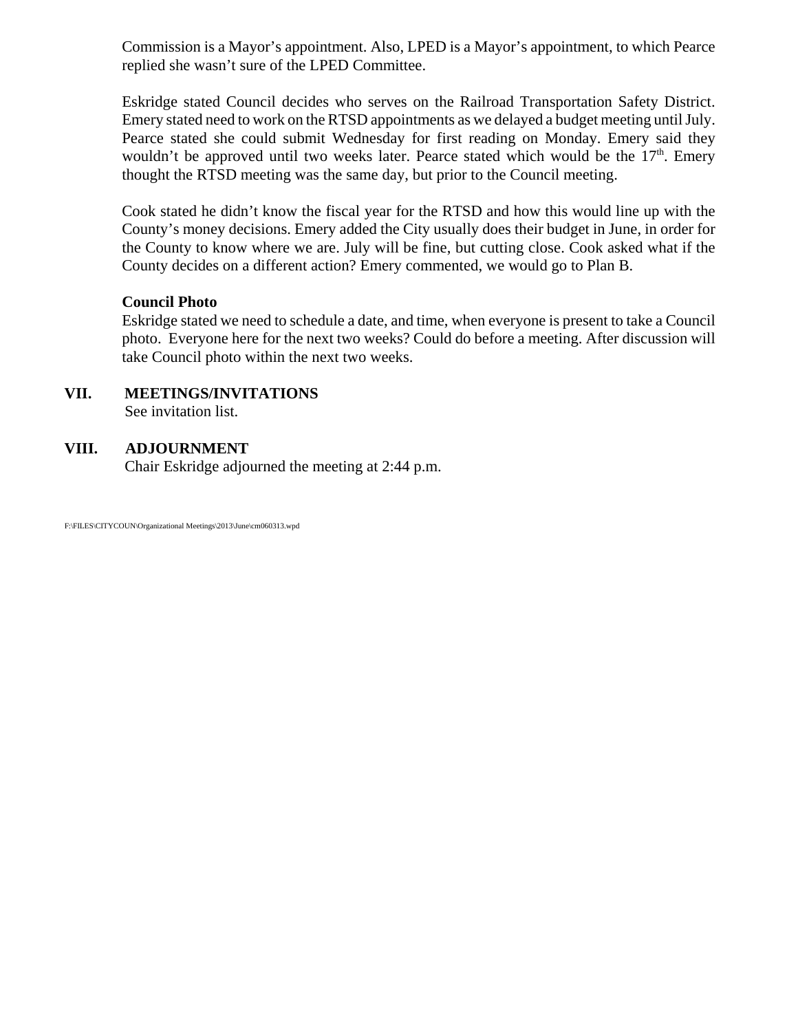Commission is a Mayor's appointment. Also, LPED is a Mayor's appointment, to which Pearce replied she wasn't sure of the LPED Committee.

Eskridge stated Council decides who serves on the Railroad Transportation Safety District. Emery stated need to work on the RTSD appointments as we delayed a budget meeting until July. Pearce stated she could submit Wednesday for first reading on Monday. Emery said they wouldn't be approved until two weeks later. Pearce stated which would be the 17th. Emery thought the RTSD meeting was the same day, but prior to the Council meeting.

Cook stated he didn't know the fiscal year for the RTSD and how this would line up with the County's money decisions. Emery added the City usually does their budget in June, in order for the County to know where we are. July will be fine, but cutting close. Cook asked what if the County decides on a different action? Emery commented, we would go to Plan B.

**Council Photo**

Eskridge stated we need to schedule a date, and time, when everyone is present to take a Council photo. Everyone here for the next two weeks? Could do before a meeting. After discussion will take Council photo within the next two weeks.

## VII. MEETINGS/INVITATIONS

See invitation list.

## VIII. ADJOURNMENT

Chair Eskridge adjourned the meeting at 2:44 p.m.

F:\FILES\CITYCOUN\Organizational Meetings\2013\June\cm060313.wpd